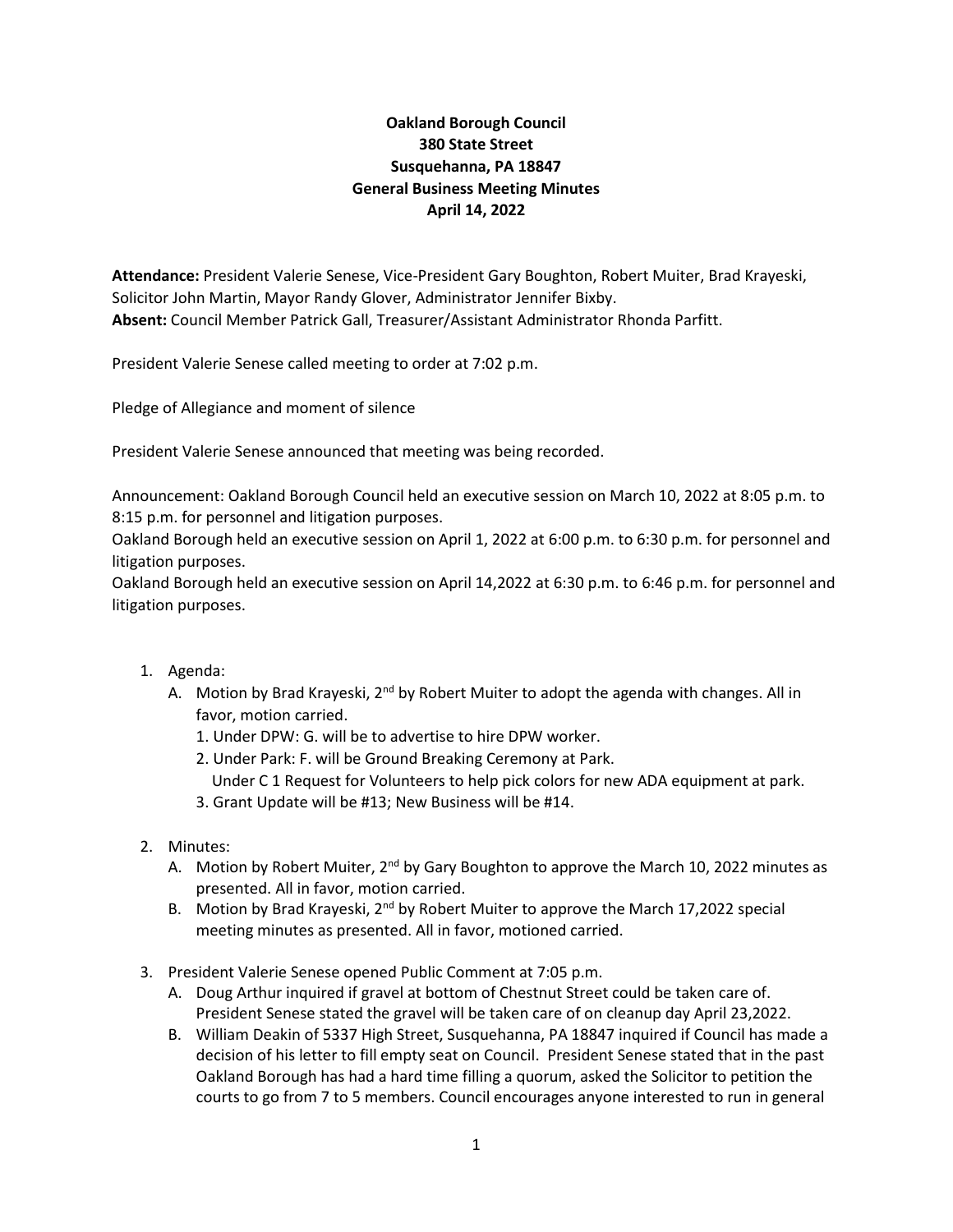**Oakland Borough Council**
**380 State Street**
**Susquehanna, PA 18847**
**General Business Meeting Minutes**
**April 14, 2022**

**Attendance:** President Valerie Senese, Vice-President Gary Boughton, Robert Muiter, Brad Krayeski, Solicitor John Martin, Mayor Randy Glover, Administrator Jennifer Bixby.
**Absent:** Council Member Patrick Gall, Treasurer/Assistant Administrator Rhonda Parfitt.

President Valerie Senese called meeting to order at 7:02 p.m.

Pledge of Allegiance and moment of silence

President Valerie Senese announced that meeting was being recorded.

Announcement: Oakland Borough Council held an executive session on March 10, 2022 at 8:05 p.m. to 8:15 p.m. for personnel and litigation purposes.
Oakland Borough held an executive session on April 1, 2022 at 6:00 p.m. to 6:30 p.m. for personnel and litigation purposes.
Oakland Borough held an executive session on April 14,2022 at 6:30 p.m. to 6:46 p.m. for personnel and litigation purposes.

1. Agenda:
   A. Motion by Brad Krayeski, 2nd by Robert Muiter to adopt the agenda with changes. All in favor, motion carried.
      1. Under DPW: G. will be to advertise to hire DPW worker.
      2. Under Park: F. will be Ground Breaking Ceremony at Park.
         Under C 1 Request for Volunteers to help pick colors for new ADA equipment at park.
      3. Grant Update will be #13; New Business will be #14.

2. Minutes:
   A. Motion by Robert Muiter, 2nd by Gary Boughton to approve the March 10, 2022 minutes as presented. All in favor, motion carried.
   B. Motion by Brad Krayeski, 2nd by Robert Muiter to approve the March 17,2022 special meeting minutes as presented. All in favor, motioned carried.

3. President Valerie Senese opened Public Comment at 7:05 p.m.
   A. Doug Arthur inquired if gravel at bottom of Chestnut Street could be taken care of. President Senese stated the gravel will be taken care of on cleanup day April 23,2022.
   B. William Deakin of 5337 High Street, Susquehanna, PA 18847 inquired if Council has made a decision of his letter to fill empty seat on Council. President Senese stated that in the past Oakland Borough has had a hard time filling a quorum, asked the Solicitor to petition the courts to go from 7 to 5 members. Council encourages anyone interested to run in general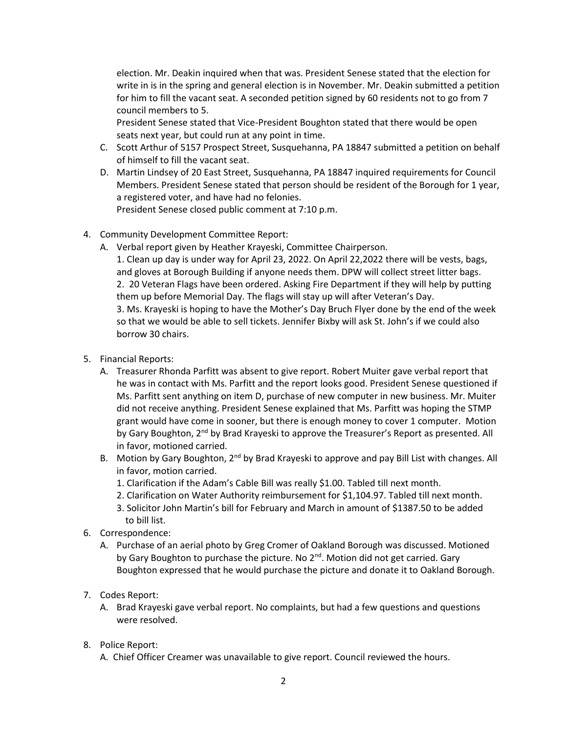election. Mr. Deakin inquired when that was. President Senese stated that the election for write in is in the spring and general election is in November. Mr. Deakin submitted a petition for him to fill the vacant seat. A seconded petition signed by 60 residents not to go from 7 council members to 5.
President Senese stated that Vice-President Boughton stated that there would be open seats next year, but could run at any point in time.

C. Scott Arthur of 5157 Prospect Street, Susquehanna, PA 18847 submitted a petition on behalf of himself to fill the vacant seat.
D. Martin Lindsey of 20 East Street, Susquehanna, PA 18847 inquired requirements for Council Members. President Senese stated that person should be resident of the Borough for 1 year, a registered voter, and have had no felonies.
President Senese closed public comment at 7:10 p.m.

4. Community Development Committee Report:
   A. Verbal report given by Heather Krayeski, Committee Chairperson.
      1. Clean up day is under way for April 23, 2022. On April 22,2022 there will be vests, bags, and gloves at Borough Building if anyone needs them. DPW will collect street litter bags.
      2. 20 Veteran Flags have been ordered. Asking Fire Department if they will help by putting them up before Memorial Day. The flags will stay up will after Veteran's Day.
      3. Ms. Krayeski is hoping to have the Mother's Day Bruch Flyer done by the end of the week so that we would be able to sell tickets. Jennifer Bixby will ask St. John's if we could also borrow 30 chairs.

5. Financial Reports:
   A. Treasurer Rhonda Parfitt was absent to give report. Robert Muiter gave verbal report that he was in contact with Ms. Parfitt and the report looks good. President Senese questioned if Ms. Parfitt sent anything on item D, purchase of new computer in new business. Mr. Muiter did not receive anything. President Senese explained that Ms. Parfitt was hoping the STMP grant would have come in sooner, but there is enough money to cover 1 computer. Motion by Gary Boughton, 2nd by Brad Krayeski to approve the Treasurer's Report as presented. All in favor, motioned carried.
   B. Motion by Gary Boughton, 2nd by Brad Krayeski to approve and pay Bill List with changes. All in favor, motion carried.
      1. Clarification if the Adam's Cable Bill was really $1.00. Tabled till next month.
      2. Clarification on Water Authority reimbursement for $1,104.97. Tabled till next month.
      3. Solicitor John Martin's bill for February and March in amount of $1387.50 to be added to bill list.

6. Correspondence:
   A. Purchase of an aerial photo by Greg Cromer of Oakland Borough was discussed. Motioned by Gary Boughton to purchase the picture. No 2nd. Motion did not get carried. Gary Boughton expressed that he would purchase the picture and donate it to Oakland Borough.

7. Codes Report:
   A. Brad Krayeski gave verbal report. No complaints, but had a few questions and questions were resolved.

8. Police Report:
   A. Chief Officer Creamer was unavailable to give report. Council reviewed the hours.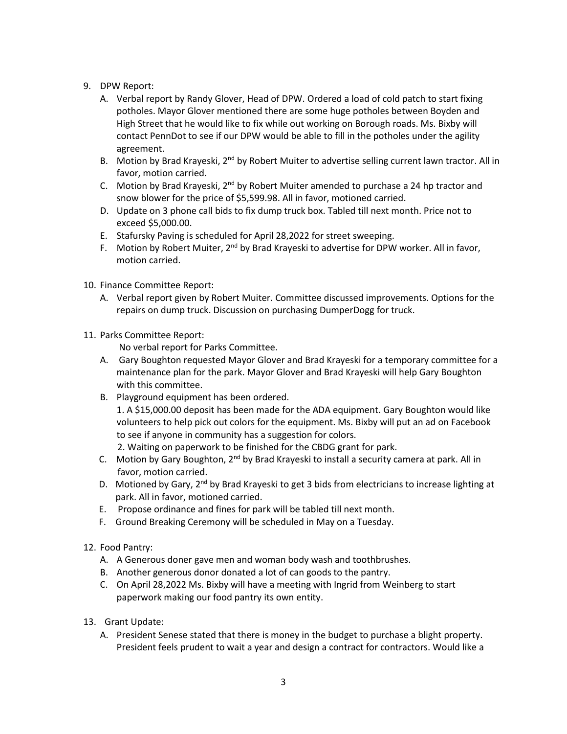9. DPW Report:
   A. Verbal report by Randy Glover, Head of DPW. Ordered a load of cold patch to start fixing potholes. Mayor Glover mentioned there are some huge potholes between Boyden and High Street that he would like to fix while out working on Borough roads. Ms. Bixby will contact PennDot to see if our DPW would be able to fill in the potholes under the agility agreement.
   B. Motion by Brad Krayeski, 2nd by Robert Muiter to advertise selling current lawn tractor. All in favor, motion carried.
   C. Motion by Brad Krayeski, 2nd by Robert Muiter amended to purchase a 24 hp tractor and snow blower for the price of $5,599.98. All in favor, motioned carried.
   D. Update on 3 phone call bids to fix dump truck box. Tabled till next month. Price not to exceed $5,000.00.
   E. Stafursky Paving is scheduled for April 28,2022 for street sweeping.
   F. Motion by Robert Muiter, 2nd by Brad Krayeski to advertise for DPW worker. All in favor, motion carried.

10. Finance Committee Report:
    A. Verbal report given by Robert Muiter. Committee discussed improvements. Options for the repairs on dump truck. Discussion on purchasing DumperDogg for truck.

11. Parks Committee Report:
    No verbal report for Parks Committee.
    A. Gary Boughton requested Mayor Glover and Brad Krayeski for a temporary committee for a maintenance plan for the park. Mayor Glover and Brad Krayeski will help Gary Boughton with this committee.
    B. Playground equipment has been ordered.
       1. A $15,000.00 deposit has been made for the ADA equipment. Gary Boughton would like volunteers to help pick out colors for the equipment. Ms. Bixby will put an ad on Facebook to see if anyone in community has a suggestion for colors.
       2. Waiting on paperwork to be finished for the CBDG grant for park.
    C. Motion by Gary Boughton, 2nd by Brad Krayeski to install a security camera at park. All in favor, motion carried.
    D. Motioned by Gary, 2nd by Brad Krayeski to get 3 bids from electricians to increase lighting at park. All in favor, motioned carried.
    E. Propose ordinance and fines for park will be tabled till next month.
    F. Ground Breaking Ceremony will be scheduled in May on a Tuesday.

12. Food Pantry:
    A. A Generous doner gave men and woman body wash and toothbrushes.
    B. Another generous donor donated a lot of can goods to the pantry.
    C. On April 28,2022 Ms. Bixby will have a meeting with Ingrid from Weinberg to start paperwork making our food pantry its own entity.

13. Grant Update:
    A. President Senese stated that there is money in the budget to purchase a blight property. President feels prudent to wait a year and design a contract for contractors. Would like a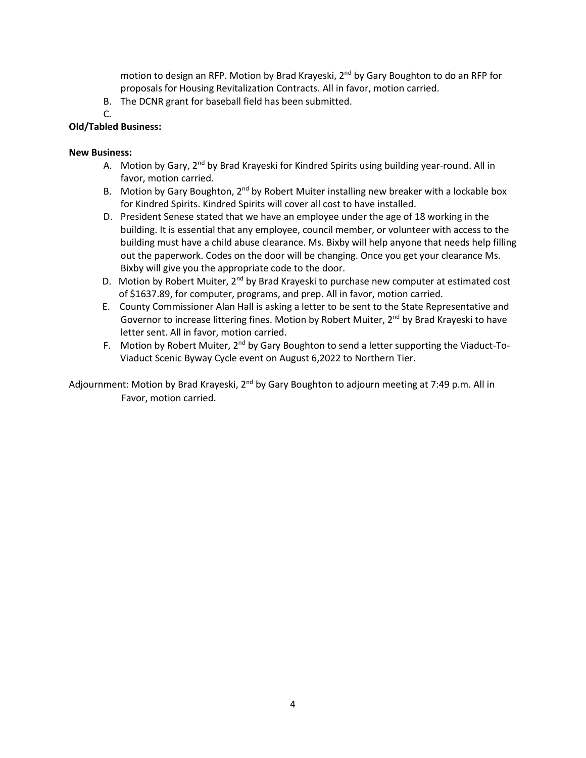motion to design an RFP. Motion by Brad Krayeski, 2nd by Gary Boughton to do an RFP for proposals for Housing Revitalization Contracts. All in favor, motion carried.

B. The DCNR grant for baseball field has been submitted.

C.

**Old/Tabled Business:**

**New Business:**

A. Motion by Gary, 2nd by Brad Krayeski for Kindred Spirits using building year-round. All in favor, motion carried.

B. Motion by Gary Boughton, 2nd by Robert Muiter installing new breaker with a lockable box for Kindred Spirits. Kindred Spirits will cover all cost to have installed.

D. President Senese stated that we have an employee under the age of 18 working in the building. It is essential that any employee, council member, or volunteer with access to the building must have a child abuse clearance. Ms. Bixby will help anyone that needs help filling out the paperwork. Codes on the door will be changing. Once you get your clearance Ms. Bixby will give you the appropriate code to the door.

D. Motion by Robert Muiter, 2nd by Brad Krayeski to purchase new computer at estimated cost of $1637.89, for computer, programs, and prep. All in favor, motion carried.

E. County Commissioner Alan Hall is asking a letter to be sent to the State Representative and Governor to increase littering fines. Motion by Robert Muiter, 2nd by Brad Krayeski to have letter sent. All in favor, motion carried.

F. Motion by Robert Muiter, 2nd by Gary Boughton to send a letter supporting the Viaduct-To-Viaduct Scenic Byway Cycle event on August 6,2022 to Northern Tier.

Adjournment: Motion by Brad Krayeski, 2nd by Gary Boughton to adjourn meeting at 7:49 p.m. All in Favor, motion carried.